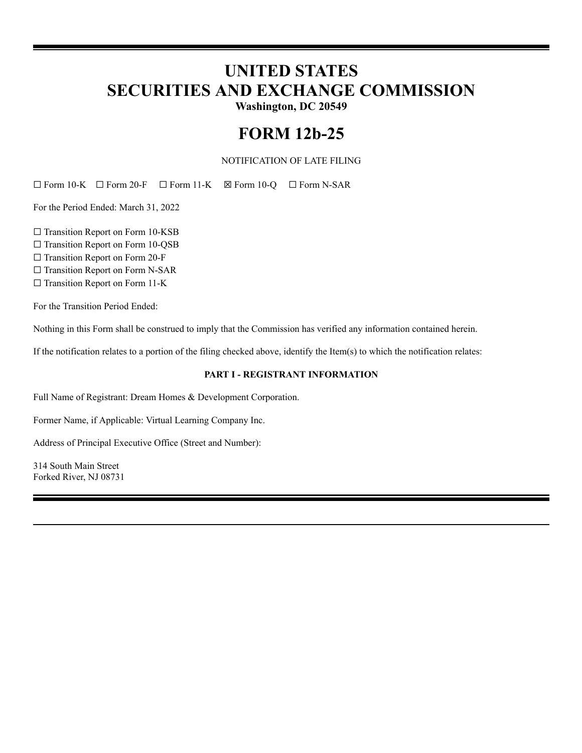# UNITED STATES
# SECURITIES AND EXCHANGE COMMISSION

**Washington, DC 20549**

# FORM 12b-25

NOTIFICATION OF LATE FILING

☐ Form 10-K ☐ Form 20-F ☐ Form 11-K ☒ Form 10-Q ☐ Form N-SAR

For the Period Ended: March 31, 2022

☐ Transition Report on Form 10-KSB
☐ Transition Report on Form 10-QSB
☐ Transition Report on Form 20-F
☐ Transition Report on Form N-SAR
☐ Transition Report on Form 11-K

For the Transition Period Ended:

Nothing in this Form shall be construed to imply that the Commission has verified any information contained herein.

If the notification relates to a portion of the filing checked above, identify the Item(s) to which the notification relates:

**PART I - REGISTRANT INFORMATION**

Full Name of Registrant: Dream Homes & Development Corporation.

Former Name, if Applicable: Virtual Learning Company Inc.

Address of Principal Executive Office (Street and Number):

314 South Main Street
Forked River, NJ 08731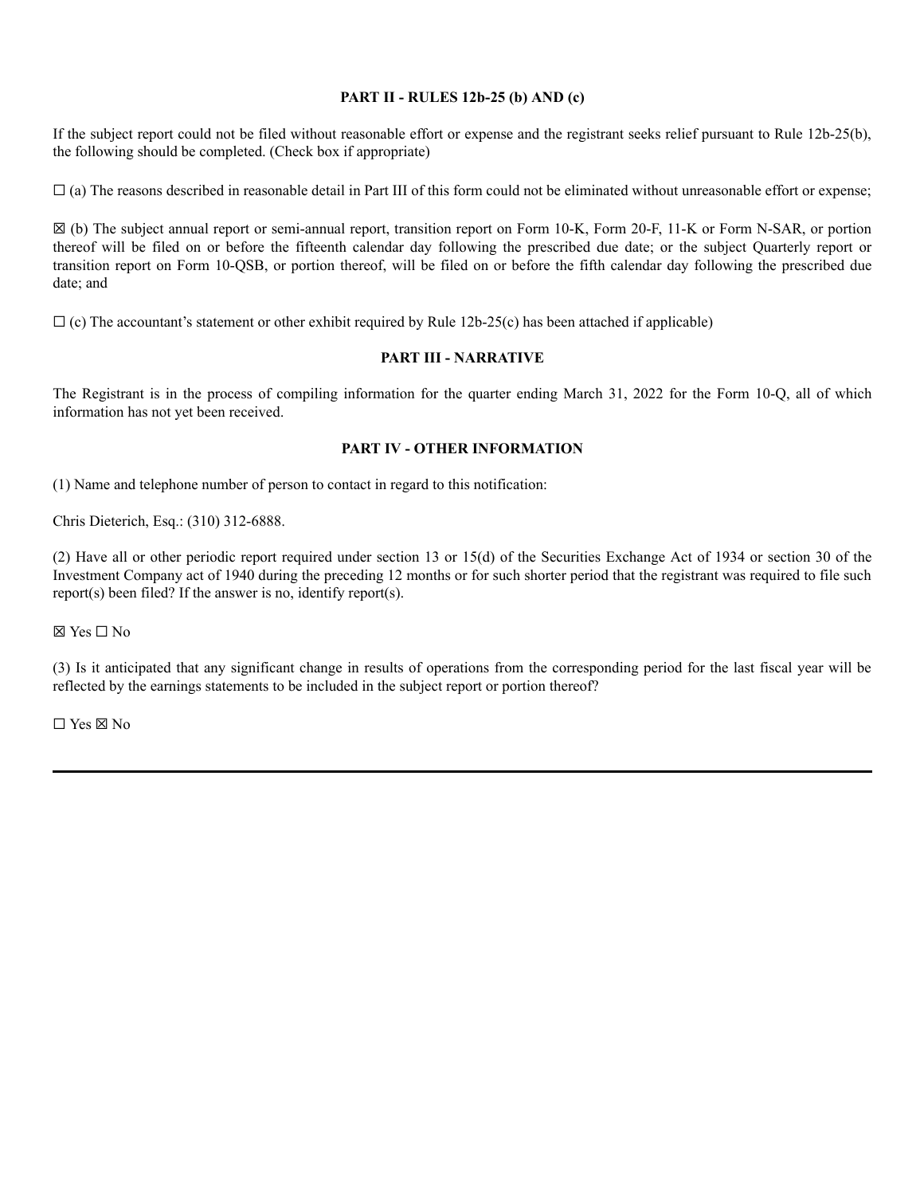## PART II - RULES 12b-25 (b) AND (c)

If the subject report could not be filed without reasonable effort or expense and the registrant seeks relief pursuant to Rule 12b-25(b), the following should be completed. (Check box if appropriate)

☐ (a) The reasons described in reasonable detail in Part III of this form could not be eliminated without unreasonable effort or expense;

☒ (b) The subject annual report or semi-annual report, transition report on Form 10-K, Form 20-F, 11-K or Form N-SAR, or portion thereof will be filed on or before the fifteenth calendar day following the prescribed due date; or the subject Quarterly report or transition report on Form 10-QSB, or portion thereof, will be filed on or before the fifth calendar day following the prescribed due date; and

☐ (c) The accountant's statement or other exhibit required by Rule 12b-25(c) has been attached if applicable)

## PART III - NARRATIVE

The Registrant is in the process of compiling information for the quarter ending March 31, 2022 for the Form 10-Q, all of which information has not yet been received.

## PART IV - OTHER INFORMATION

(1) Name and telephone number of person to contact in regard to this notification:

Chris Dieterich, Esq.: (310) 312-6888.

(2) Have all or other periodic report required under section 13 or 15(d) of the Securities Exchange Act of 1934 or section 30 of the Investment Company act of 1940 during the preceding 12 months or for such shorter period that the registrant was required to file such report(s) been filed? If the answer is no, identify report(s).

☒ Yes ☐ No

(3) Is it anticipated that any significant change in results of operations from the corresponding period for the last fiscal year will be reflected by the earnings statements to be included in the subject report or portion thereof?

☐ Yes ☒ No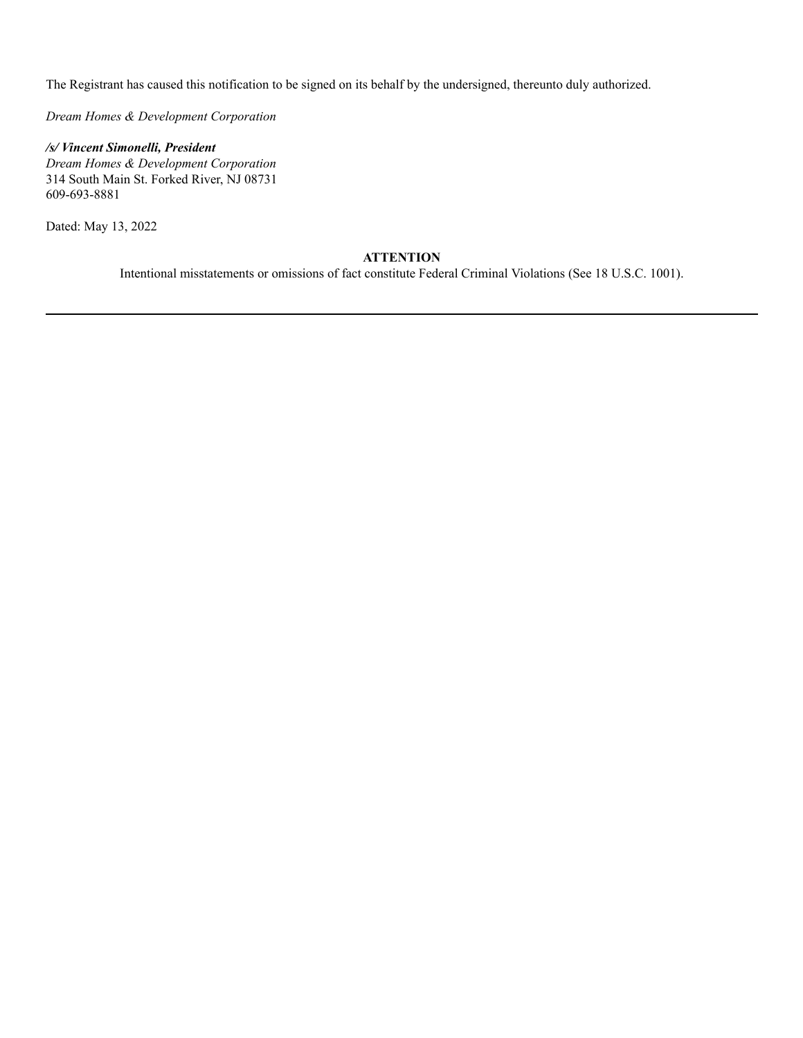The Registrant has caused this notification to be signed on its behalf by the undersigned, thereunto duly authorized.

*Dream Homes & Development Corporation*

***/s/ Vincent Simonelli, President***
*Dream Homes & Development Corporation*
314 South Main St. Forked River, NJ 08731
609-693-8881

Dated: May 13, 2022

**ATTENTION**

Intentional misstatements or omissions of fact constitute Federal Criminal Violations (See 18 U.S.C. 1001).

---